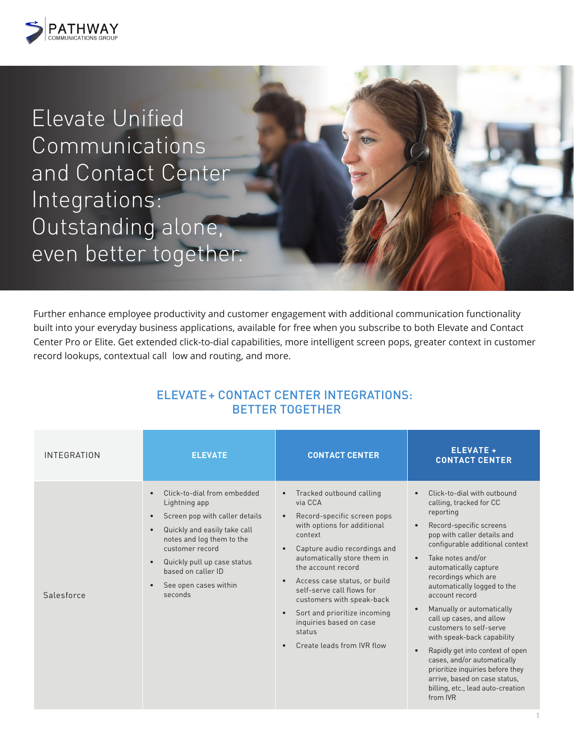# Elevate Unified Communications and Contact Center Integrations: Outstanding alone, even better together.

Further enhance employee productivity and customer engagement with additional communication functionality built into your everyday business applications, available for free when you subscribe to both Elevate and Contact Center Pro or Elite. Get extended click-to-dial capabilities, more intelligent screen pops, greater context in customer record lookups, contextual call low and routing, and more.

## ELEVATE + CONTACT CENTER INTEGRATIONS: BETTER TOGETHER

| INTEGRATION | ELEVATE | CONTACT CENTER | ELEVATE + CONTACT CENTER |
|---|---|---|---|
| Salesforce | • Click-to-dial from embedded Lightning app<br>• Screen pop with caller details<br>• Quickly and easily take call notes and log them to the customer record<br>• Quickly pull up case status based on caller ID<br>• See open cases within seconds | • Tracked outbound calling via CCA<br>• Record-specific screen pops with options for additional context<br>• Capture audio recordings and automatically store them in the account record<br>• Access case status, or build self-serve call flows for customers with speak-back<br>• Sort and prioritize incoming inquiries based on case status<br>• Create leads from IVR flow | • Click-to-dial with outbound calling, tracked for CC reporting<br>• Record-specific screens pop with caller details and configurable additional context<br>• Take notes and/or automatically capture recordings which are automatically logged to the account record<br>• Manually or automatically call up cases, and allow customers to self-serve with speak-back capability<br>• Rapidly get into context of open cases, and/or automatically prioritize inquiries before they arrive, based on case status, billing, etc., lead auto-creation from IVR |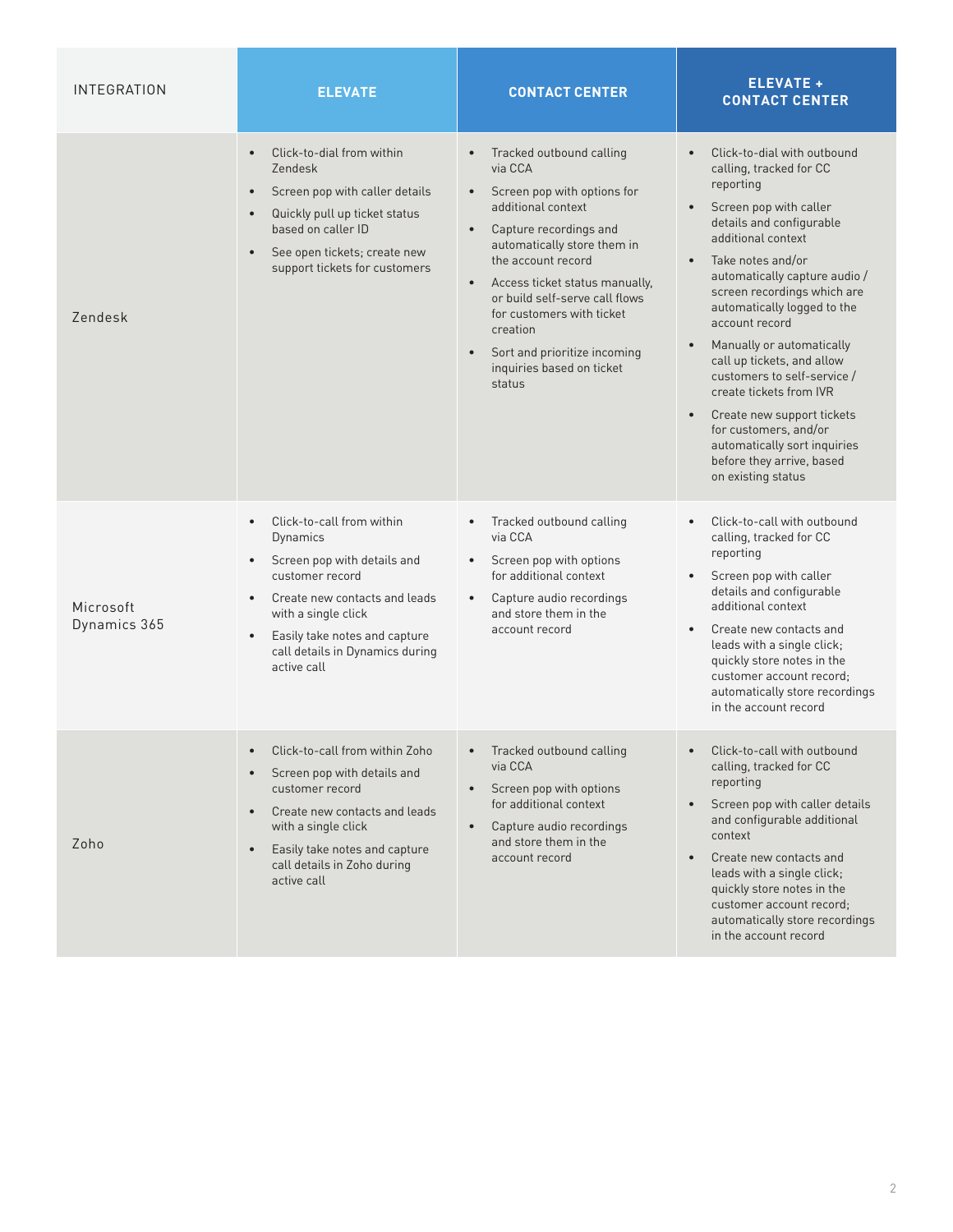| INTEGRATION | ELEVATE | CONTACT CENTER | ELEVATE + CONTACT CENTER |
|---|---|---|---|
| Zendesk | • Click-to-dial from within Zendesk<br>• Screen pop with caller details<br>• Quickly pull up ticket status based on caller ID<br>• See open tickets; create new support tickets for customers | • Tracked outbound calling via CCA<br>• Screen pop with options for additional context<br>• Capture recordings and automatically store them in the account record<br>• Access ticket status manually, or build self-serve call flows for customers with ticket creation<br>• Sort and prioritize incoming inquiries based on ticket status | • Click-to-dial with outbound calling, tracked for CC reporting<br>• Screen pop with caller details and configurable additional context<br>• Take notes and/or automatically capture audio / screen recordings which are automatically logged to the account record<br>• Manually or automatically call up tickets, and allow customers to self-service / create tickets from IVR<br>• Create new support tickets for customers, and/or automatically sort inquiries before they arrive, based on existing status |
| Microsoft Dynamics 365 | • Click-to-call from within Dynamics<br>• Screen pop with details and customer record<br>• Create new contacts and leads with a single click<br>• Easily take notes and capture call details in Dynamics during active call | • Tracked outbound calling via CCA<br>• Screen pop with options for additional context<br>• Capture audio recordings and store them in the account record | • Click-to-call with outbound calling, tracked for CC reporting<br>• Screen pop with caller details and configurable additional context<br>• Create new contacts and leads with a single click; quickly store notes in the customer account record; automatically store recordings in the account record |
| Zoho | • Click-to-call from within Zoho<br>• Screen pop with details and customer record<br>• Create new contacts and leads with a single click<br>• Easily take notes and capture call details in Zoho during active call | • Tracked outbound calling via CCA<br>• Screen pop with options for additional context<br>• Capture audio recordings and store them in the account record | • Click-to-call with outbound calling, tracked for CC reporting<br>• Screen pop with caller details and configurable additional context<br>• Create new contacts and leads with a single click; quickly store notes in the customer account record; automatically store recordings in the account record |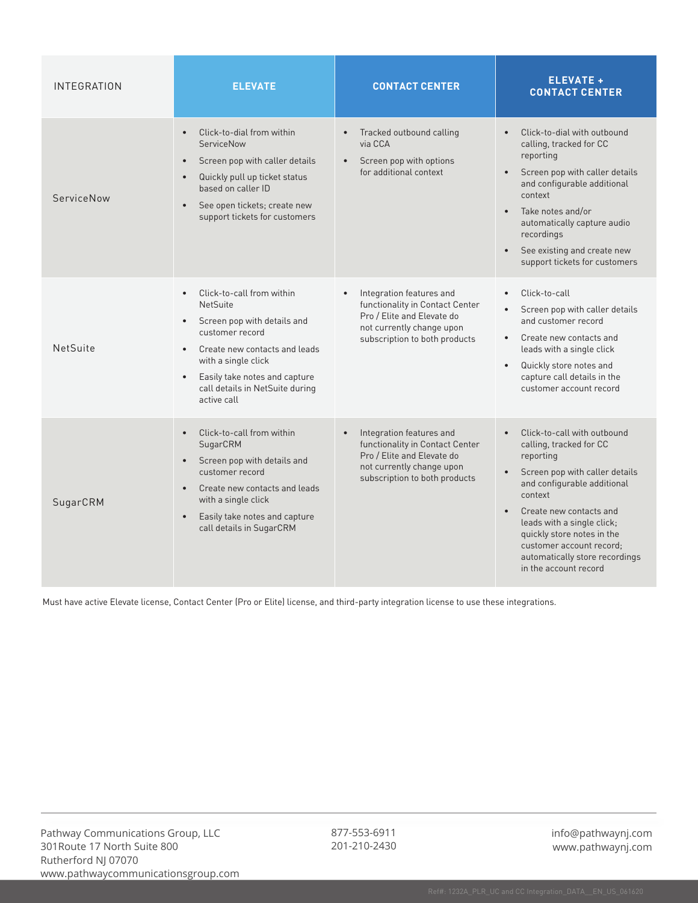| INTEGRATION | ELEVATE | CONTACT CENTER | ELEVATE + CONTACT CENTER |
|---|---|---|---|
| ServiceNow | • Click-to-dial from within ServiceNow<br>• Screen pop with caller details<br>• Quickly pull up ticket status based on caller ID<br>• See open tickets; create new support tickets for customers | • Tracked outbound calling via CCA<br>• Screen pop with options for additional context | • Click-to-dial with outbound calling, tracked for CC reporting<br>• Screen pop with caller details and configurable additional context<br>• Take notes and/or automatically capture audio recordings<br>• See existing and create new support tickets for customers |
| NetSuite | • Click-to-call from within NetSuite<br>• Screen pop with details and customer record<br>• Create new contacts and leads with a single click<br>• Easily take notes and capture call details in NetSuite during active call | • Integration features and functionality in Contact Center Pro / Elite and Elevate do not currently change upon subscription to both products | • Click-to-call<br>• Screen pop with caller details and customer record<br>• Create new contacts and leads with a single click<br>• Quickly store notes and capture call details in the customer account record |
| SugarCRM | • Click-to-call from within SugarCRM<br>• Screen pop with details and customer record<br>• Create new contacts and leads with a single click<br>• Easily take notes and capture call details in SugarCRM | • Integration features and functionality in Contact Center Pro / Elite and Elevate do not currently change upon subscription to both products | • Click-to-call with outbound calling, tracked for CC reporting<br>• Screen pop with caller details and configurable additional context<br>• Create new contacts and leads with a single click; quickly store notes in the customer account record; automatically store recordings in the account record |

Must have active Elevate license, Contact Center (Pro or Elite) license, and third-party integration license to use these integrations.

Pathway Communications Group, LLC
301Route 17 North Suite 800
Rutherford NJ 07070
www.pathwaycommunicationsgroup.com

877-553-6911
201-210-2430

info@pathwaynj.com
www.pathwaynj.com

Ref#: 1232A_PLR_UC and CC Integration_DATA__EN_US_061620